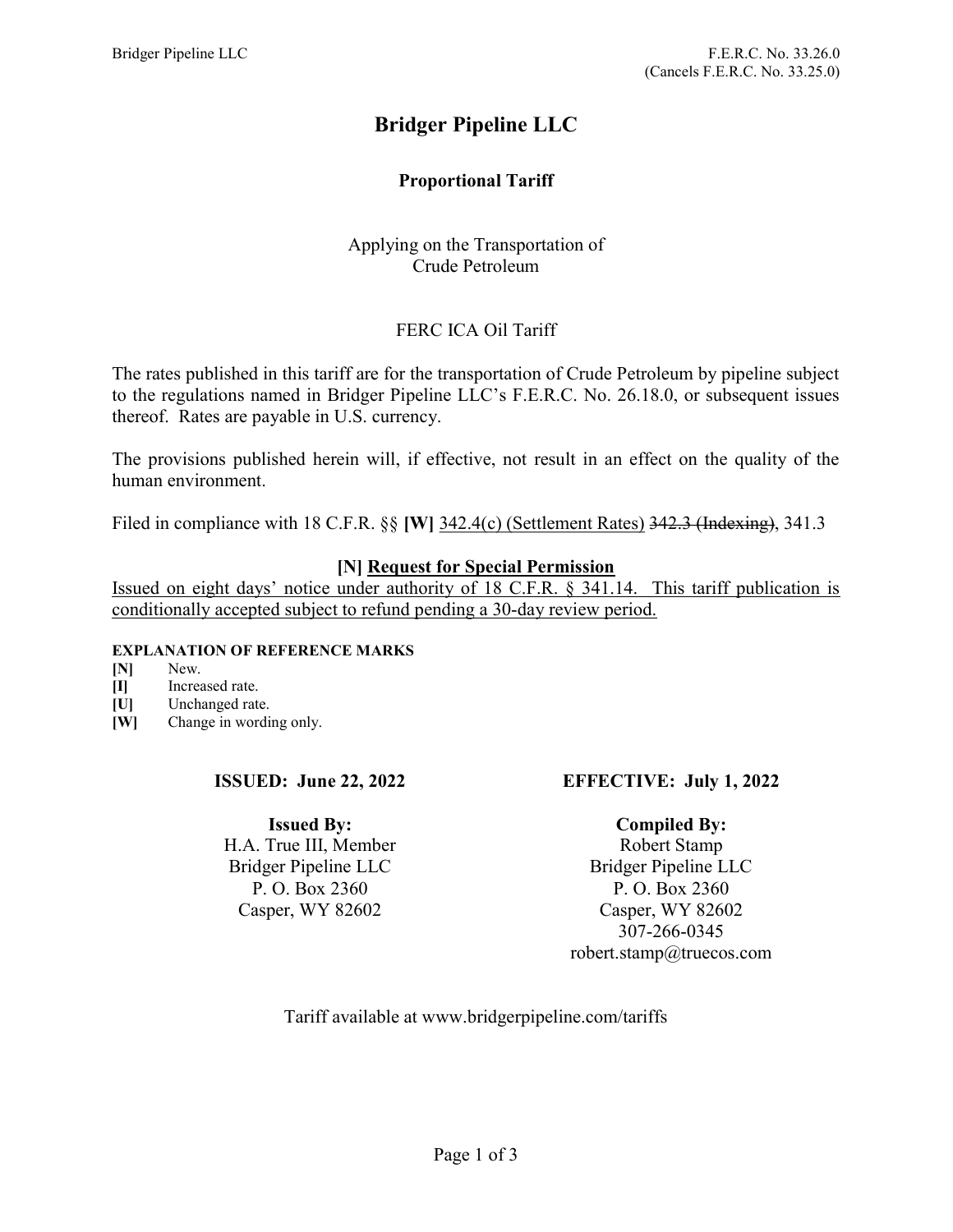Bridger Pipeline LLC F.E.R.C. No. 33.26.0
(Cancels F.E.R.C. No. 33.25.0)

# Bridger Pipeline LLC

## Proportional Tariff

Applying on the Transportation of
Crude Petroleum

FERC ICA Oil Tariff

The rates published in this tariff are for the transportation of Crude Petroleum by pipeline subject to the regulations named in Bridger Pipeline LLC's F.E.R.C. No. 26.18.0, or subsequent issues thereof. Rates are payable in U.S. currency.

The provisions published herein will, if effective, not result in an effect on the quality of the human environment.

Filed in compliance with 18 C.F.R. §§ **[W]** <u>342.4(c) (Settlement Rates)</u> ~~342.3 (Indexing)~~, 341.3

**[N] <u>Request for Special Permission</u>**

<u>Issued on eight days' notice under authority of 18 C.F.R. § 341.14. This tariff publication is conditionally accepted subject to refund pending a 30-day review period.</u>

**EXPLANATION OF REFERENCE MARKS**

- **[N]** New.
- **[I]** Increased rate.
- **[U]** Unchanged rate.
- **[W]** Change in wording only.

**ISSUED: June 22, 2022**

**EFFECTIVE: July 1, 2022**

**Issued By:**
H.A. True III, Member
Bridger Pipeline LLC
P. O. Box 2360
Casper, WY 82602

**Compiled By:**
Robert Stamp
Bridger Pipeline LLC
P. O. Box 2360
Casper, WY 82602
307-266-0345
robert.stamp@truecos.com

Tariff available at www.bridgerpipeline.com/tariffs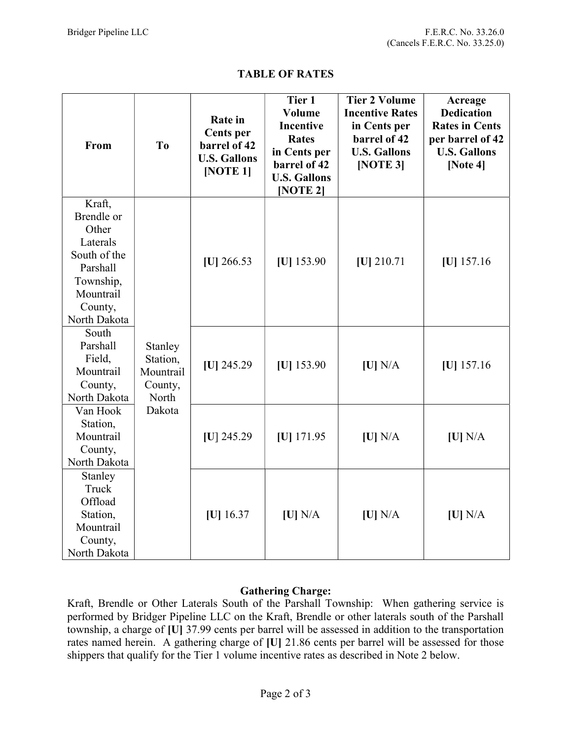## TABLE OF RATES

| From | To | Rate in Cents per barrel of 42 U.S. Gallons [NOTE 1] | Tier 1 Volume Incentive Rates in Cents per barrel of 42 U.S. Gallons [NOTE 2] | Tier 2 Volume Incentive Rates in Cents per barrel of 42 U.S. Gallons [NOTE 3] | Acreage Dedication Rates in Cents per barrel of 42 U.S. Gallons [Note 4] |
|---|---|---|---|---|---|
| Kraft, Brendle or Other Laterals South of the Parshall Township, Mountrail County, North Dakota | Stanley Station, Mountrail County, North Dakota | **[U]** 266.53 | **[U]** 153.90 | **[U]** 210.71 | **[U]** 157.16 |
| South Parshall Field, Mountrail County, North Dakota | Stanley Station, Mountrail County, North Dakota | **[U]** 245.29 | **[U]** 153.90 | **[U]** N/A | **[U]** 157.16 |
| Van Hook Station, Mountrail County, North Dakota | Stanley Station, Mountrail County, North Dakota | **[U]** 245.29 | **[U]** 171.95 | **[U]** N/A | **[U]** N/A |
| Stanley Truck Offload Station, Mountrail County, North Dakota | Stanley Station, Mountrail County, North Dakota | **[U]** 16.37 | **[U]** N/A | **[U]** N/A | **[U]** N/A |

**Gathering Charge:**

Kraft, Brendle or Other Laterals South of the Parshall Township: When gathering service is performed by Bridger Pipeline LLC on the Kraft, Brendle or other laterals south of the Parshall township, a charge of **[U]** 37.99 cents per barrel will be assessed in addition to the transportation rates named herein. A gathering charge of **[U]** 21.86 cents per barrel will be assessed for those shippers that qualify for the Tier 1 volume incentive rates as described in Note 2 below.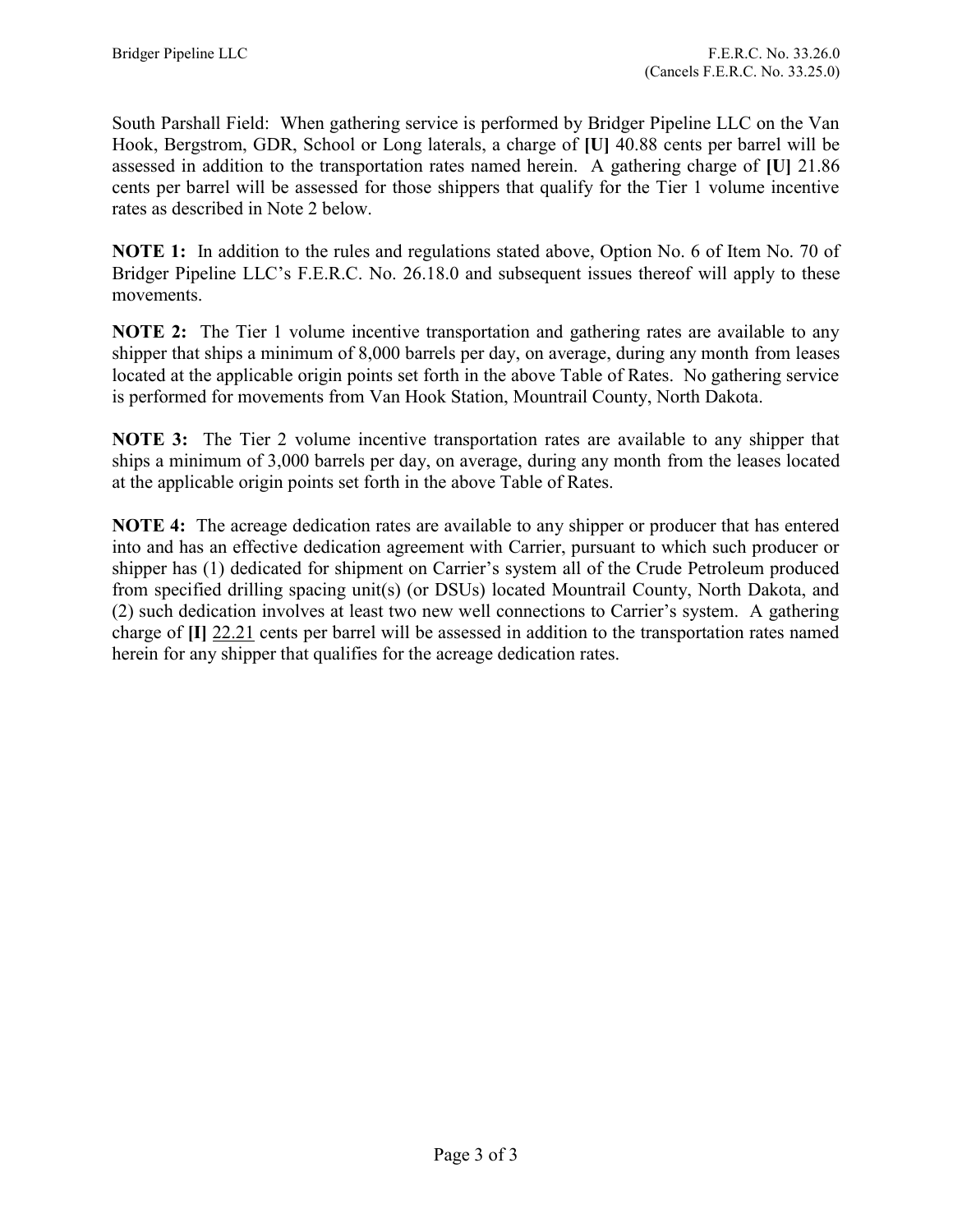South Parshall Field: When gathering service is performed by Bridger Pipeline LLC on the Van Hook, Bergstrom, GDR, School or Long laterals, a charge of **[U]** 40.88 cents per barrel will be assessed in addition to the transportation rates named herein. A gathering charge of **[U]** 21.86 cents per barrel will be assessed for those shippers that qualify for the Tier 1 volume incentive rates as described in Note 2 below.

**NOTE 1:** In addition to the rules and regulations stated above, Option No. 6 of Item No. 70 of Bridger Pipeline LLC's F.E.R.C. No. 26.18.0 and subsequent issues thereof will apply to these movements.

**NOTE 2:** The Tier 1 volume incentive transportation and gathering rates are available to any shipper that ships a minimum of 8,000 barrels per day, on average, during any month from leases located at the applicable origin points set forth in the above Table of Rates. No gathering service is performed for movements from Van Hook Station, Mountrail County, North Dakota.

**NOTE 3:** The Tier 2 volume incentive transportation rates are available to any shipper that ships a minimum of 3,000 barrels per day, on average, during any month from the leases located at the applicable origin points set forth in the above Table of Rates.

**NOTE 4:** The acreage dedication rates are available to any shipper or producer that has entered into and has an effective dedication agreement with Carrier, pursuant to which such producer or shipper has (1) dedicated for shipment on Carrier's system all of the Crude Petroleum produced from specified drilling spacing unit(s) (or DSUs) located Mountrail County, North Dakota, and (2) such dedication involves at least two new well connections to Carrier's system. A gathering charge of **[I]** 22.21 cents per barrel will be assessed in addition to the transportation rates named herein for any shipper that qualifies for the acreage dedication rates.